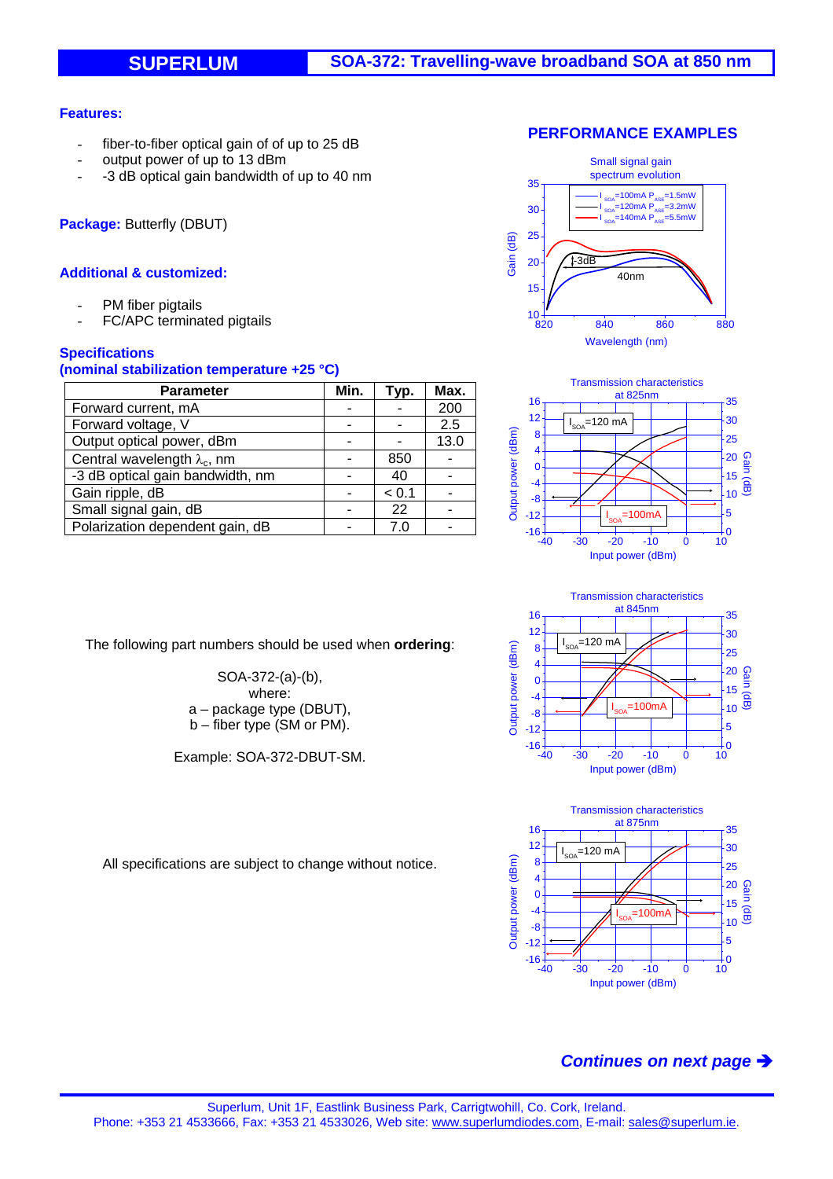# SUPERLUM

## SOA-372: Travelling-wave broadband SOA at 850 nm

**Features:**

- fiber-to-fiber optical gain of of up to 25 dB
- output power of up to 13 dBm
- -3 dB optical gain bandwidth of up to 40 nm

**Package:** Butterfly (DBUT)

**Additional & customized:**

- PM fiber pigtails
- FC/APC terminated pigtails

**Specifications**
**(nominal stabilization temperature +25 °C)**

| Parameter | Min. | Typ. | Max. |
|---|---|---|---|
| Forward current, mA | - | - | 200 |
| Forward voltage, V | - | - | 2.5 |
| Output optical power, dBm | - | - | 13.0 |
| Central wavelength $\lambda_c$, nm | - | 850 | - |
| -3 dB optical gain bandwidth, nm | - | 40 | - |
| Gain ripple, dB | - | < 0.1 | - |
| Small signal gain, dB | - | 22 | - |
| Polarization dependent gain, dB | - | 7.0 | - |

The following part numbers should be used when **ordering**:

SOA-372-(a)-(b),
where:
a – package type (DBUT),
b – fiber type (SM or PM).

Example: SOA-372-DBUT-SM.

All specifications are subject to change without notice.

**PERFORMANCE EXAMPLES**

Small signal gain spectrum evolution

Transmission characteristics at 825nm

Transmission characteristics at 845nm

Transmission characteristics at 875nm

***Continues on next page ➔***

Superlum, Unit 1F, Eastlink Business Park, Carrigtwohill, Co. Cork, Ireland.
Phone: +353 21 4533666, Fax: +353 21 4533026, Web site: www.superlumdiodes.com, E-mail: sales@superlum.ie.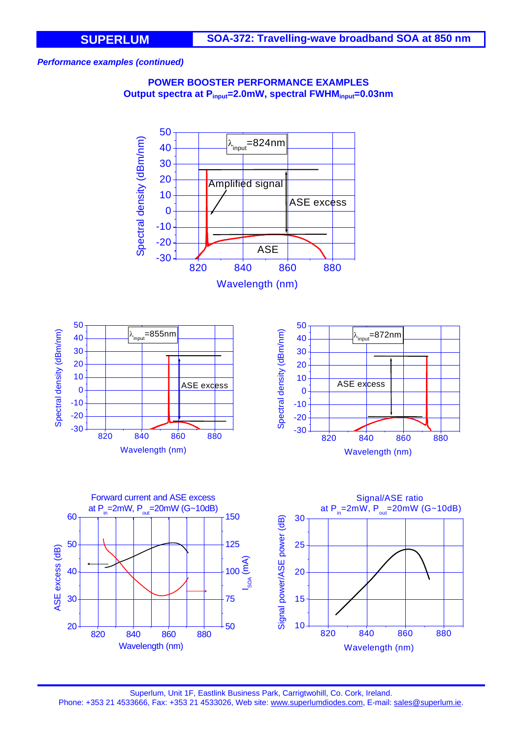*Performance examples (continued)*

**POWER BOOSTER PERFORMANCE EXAMPLES**
**Output spectra at $P_{input}$=2.0mW, spectral $FWHM_{input}$=0.03nm**

$\lambda_{input}$=824nm

Amplified signal

ASE excess

ASE

Spectral density (dBm/nm)

50
40
30
20
10
0
-10
-20
-30

820 840 860 880

Wavelength (nm)

$\lambda_{input}$=855nm

ASE excess

Spectral density (dBm/nm)

50
40
30
20
10
0
-10
-20
-30

820 840 860 880

Wavelength (nm)

$\lambda_{input}$=872nm

ASE excess

Spectral density (dBm/nm)

50
40
30
20
10
0
-10
-20
-30

820 840 860 880

Wavelength (nm)

Forward current and ASE excess
at $P_{in}$=2mW, $P_{out}$=20mW (G~10dB)

ASE excess (dB)

60
50
40
30
20

$I_{SOA}$ (mA)

150
125
100
75
50

820 840 860 880

Wavelength (nm)

Signal/ASE ratio
at $P_{in}$=2mW, $P_{out}$=20mW (G~10dB)

Signal power/ASE power (dB)

30
25
20
15
10

820 840 860 880

Wavelength (nm)